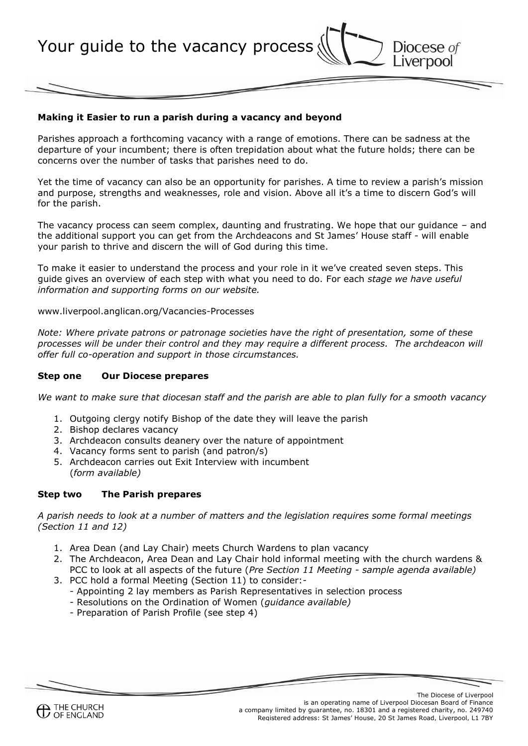# Your guide to the vacancy process

**Making it Easier to run a parish during a vacancy and beyond**

Parishes approach a forthcoming vacancy with a range of emotions. There can be sadness at the departure of your incumbent; there is often trepidation about what the future holds; there can be concerns over the number of tasks that parishes need to do.

Yet the time of vacancy can also be an opportunity for parishes. A time to review a parish's mission and purpose, strengths and weaknesses, role and vision. Above all it's a time to discern God's will for the parish.

The vacancy process can seem complex, daunting and frustrating. We hope that our guidance – and the additional support you can get from the Archdeacons and St James' House staff - will enable your parish to thrive and discern the will of God during this time.

To make it easier to understand the process and your role in it we've created seven steps. This guide gives an overview of each step with what you need to do. For each *stage we have useful information and supporting forms on our website.*

www.liverpool.anglican.org/Vacancies-Processes

*Note: Where private patrons or patronage societies have the right of presentation, some of these processes will be under their control and they may require a different process. The archdeacon will offer full co-operation and support in those circumstances.*

### Step one Our Diocese prepares

*We want to make sure that diocesan staff and the parish are able to plan fully for a smooth vacancy*

1. Outgoing clergy notify Bishop of the date they will leave the parish
2. Bishop declares vacancy
3. Archdeacon consults deanery over the nature of appointment
4. Vacancy forms sent to parish (and patron/s)
5. Archdeacon carries out Exit Interview with incumbent (*form available)*

### Step two The Parish prepares

*A parish needs to look at a number of matters and the legislation requires some formal meetings (Section 11 and 12)*

1. Area Dean (and Lay Chair) meets Church Wardens to plan vacancy
2. The Archdeacon, Area Dean and Lay Chair hold informal meeting with the church wardens & PCC to look at all aspects of the future (*Pre Section 11 Meeting - sample agenda available)*
3. PCC hold a formal Meeting (Section 11) to consider:-
   - Appointing 2 lay members as Parish Representatives in selection process
   - Resolutions on the Ordination of Women (*guidance available)*
   - Preparation of Parish Profile (see step 4)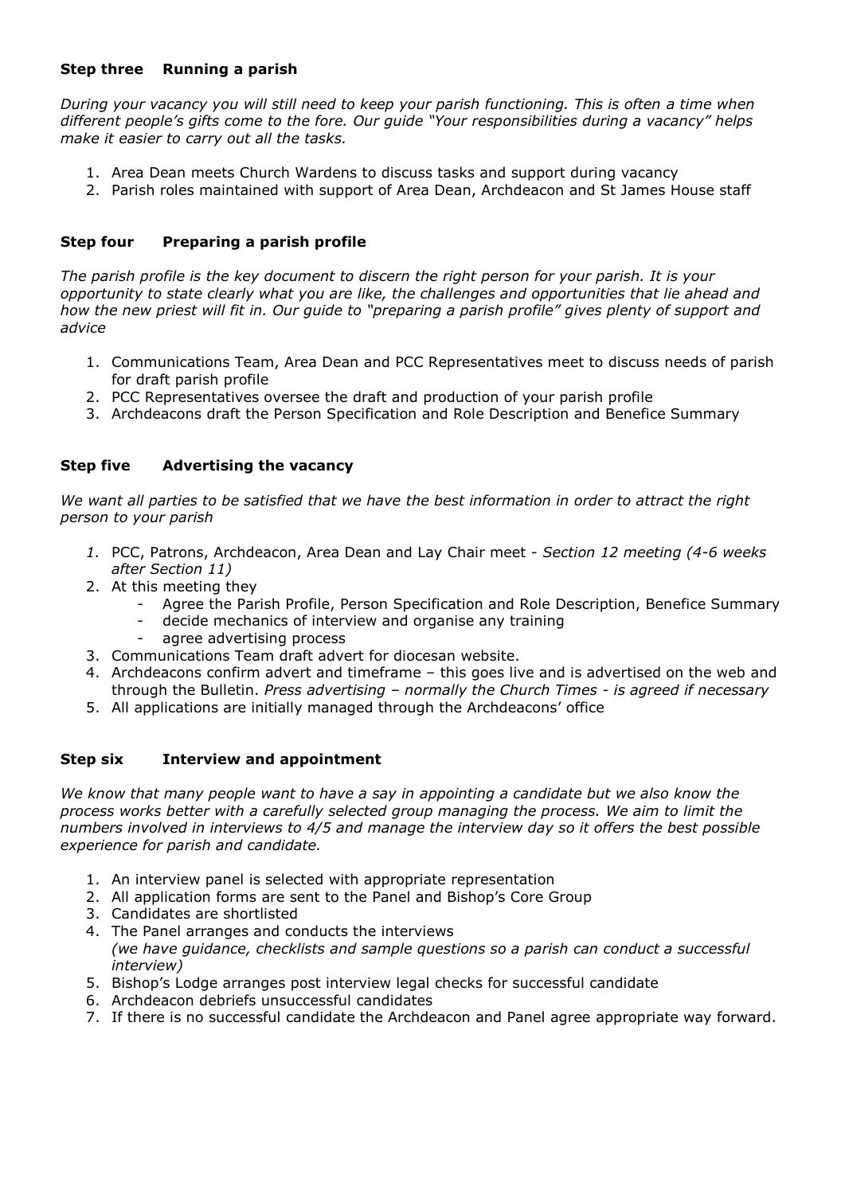### Step three  Running a parish

*During your vacancy you will still need to keep your parish functioning. This is often a time when different people's gifts come to the fore. Our guide "Your responsibilities during a vacancy" helps make it easier to carry out all the tasks.*

1. Area Dean meets Church Wardens to discuss tasks and support during vacancy
2. Parish roles maintained with support of Area Dean, Archdeacon and St James House staff

### Step four  Preparing a parish profile

*The parish profile is the key document to discern the right person for your parish. It is your opportunity to state clearly what you are like, the challenges and opportunities that lie ahead and how the new priest will fit in. Our guide to "preparing a parish profile" gives plenty of support and advice*

1. Communications Team, Area Dean and PCC Representatives meet to discuss needs of parish for draft parish profile
2. PCC Representatives oversee the draft and production of your parish profile
3. Archdeacons draft the Person Specification and Role Description and Benefice Summary

### Step five  Advertising the vacancy

*We want all parties to be satisfied that we have the best information in order to attract the right person to your parish*

1. PCC, Patrons, Archdeacon, Area Dean and Lay Chair meet - *Section 12 meeting (4-6 weeks after Section 11)*
2. At this meeting they
   - Agree the Parish Profile, Person Specification and Role Description, Benefice Summary
   - decide mechanics of interview and organise any training
   - agree advertising process
3. Communications Team draft advert for diocesan website.
4. Archdeacons confirm advert and timeframe – this goes live and is advertised on the web and through the Bulletin. *Press advertising – normally the Church Times - is agreed if necessary*
5. All applications are initially managed through the Archdeacons' office

### Step six  Interview and appointment

*We know that many people want to have a say in appointing a candidate but we also know the process works better with a carefully selected group managing the process. We aim to limit the numbers involved in interviews to 4/5 and manage the interview day so it offers the best possible experience for parish and candidate.*

1. An interview panel is selected with appropriate representation
2. All application forms are sent to the Panel and Bishop's Core Group
3. Candidates are shortlisted
4. The Panel arranges and conducts the interviews
   *(we have guidance, checklists and sample questions so a parish can conduct a successful interview)*
5. Bishop's Lodge arranges post interview legal checks for successful candidate
6. Archdeacon debriefs unsuccessful candidates
7. If there is no successful candidate the Archdeacon and Panel agree appropriate way forward.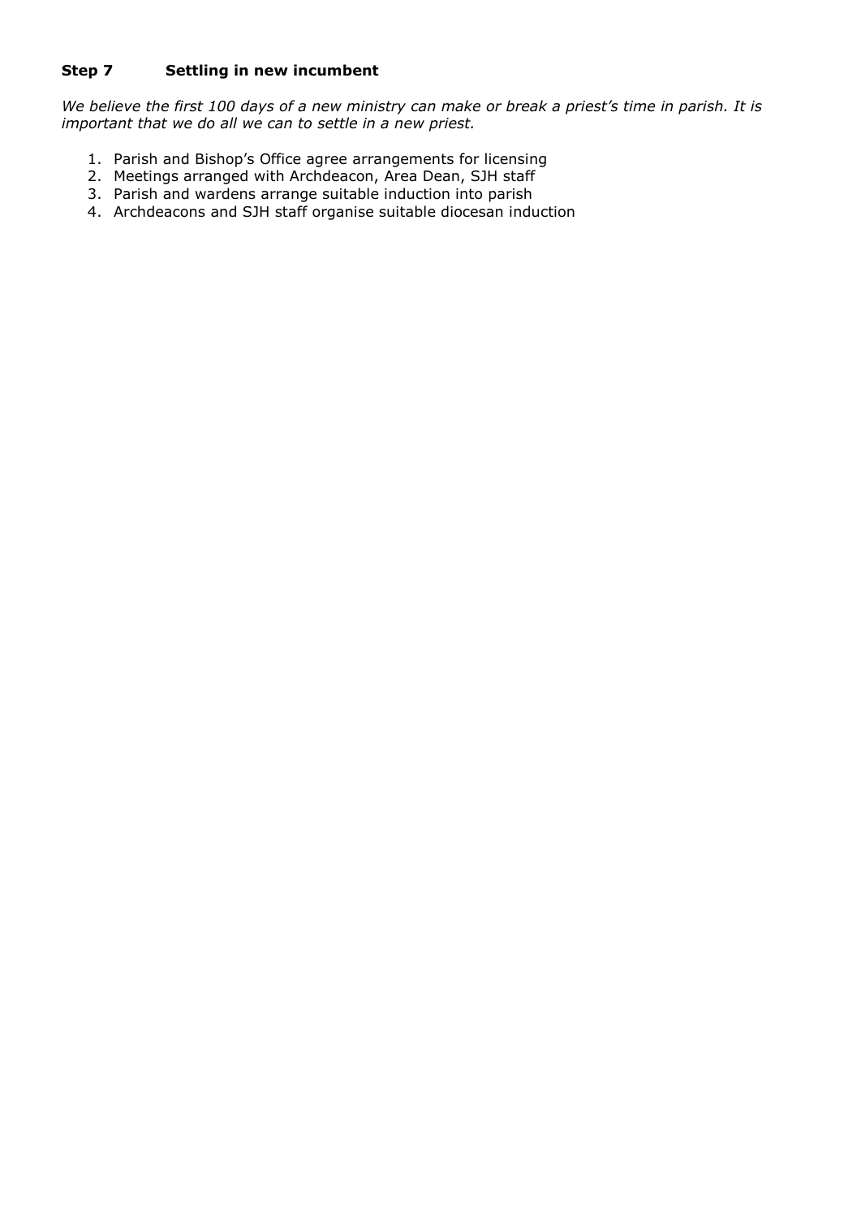### Step 7 Settling in new incumbent

*We believe the first 100 days of a new ministry can make or break a priest's time in parish. It is important that we do all we can to settle in a new priest.*

1. Parish and Bishop's Office agree arrangements for licensing
2. Meetings arranged with Archdeacon, Area Dean, SJH staff
3. Parish and wardens arrange suitable induction into parish
4. Archdeacons and SJH staff organise suitable diocesan induction